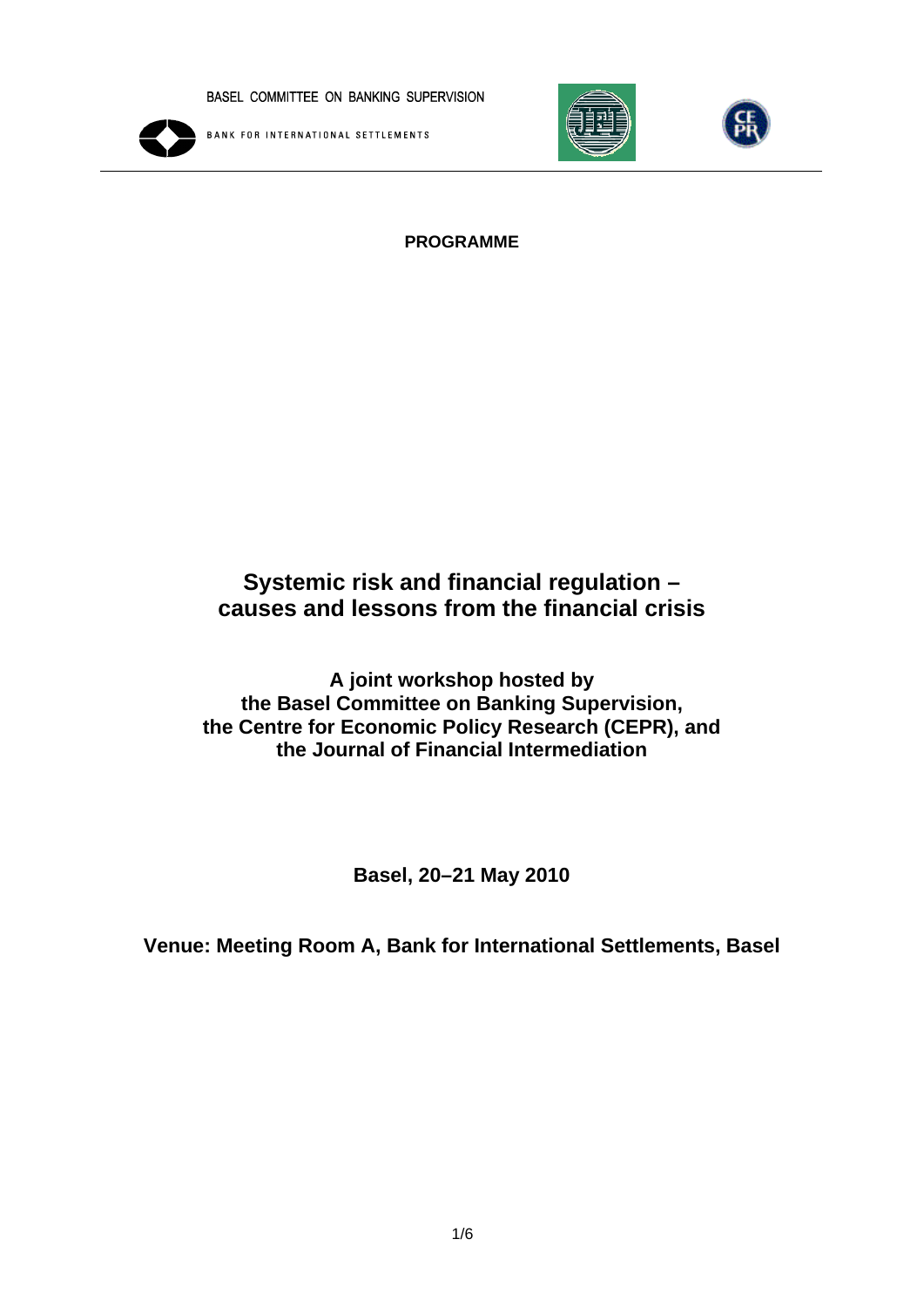BASEL COMMITTEE ON BANKING SUPERVISION

BANK FOR INTERNATIONAL SETTLEMENTS

**PROGRAMME**

# Systemic risk and financial regulation – causes and lessons from the financial crisis

**A joint workshop hosted by the Basel Committee on Banking Supervision, the Centre for Economic Policy Research (CEPR), and the Journal of Financial Intermediation**

**Basel, 20–21 May 2010**

**Venue: Meeting Room A, Bank for International Settlements, Basel**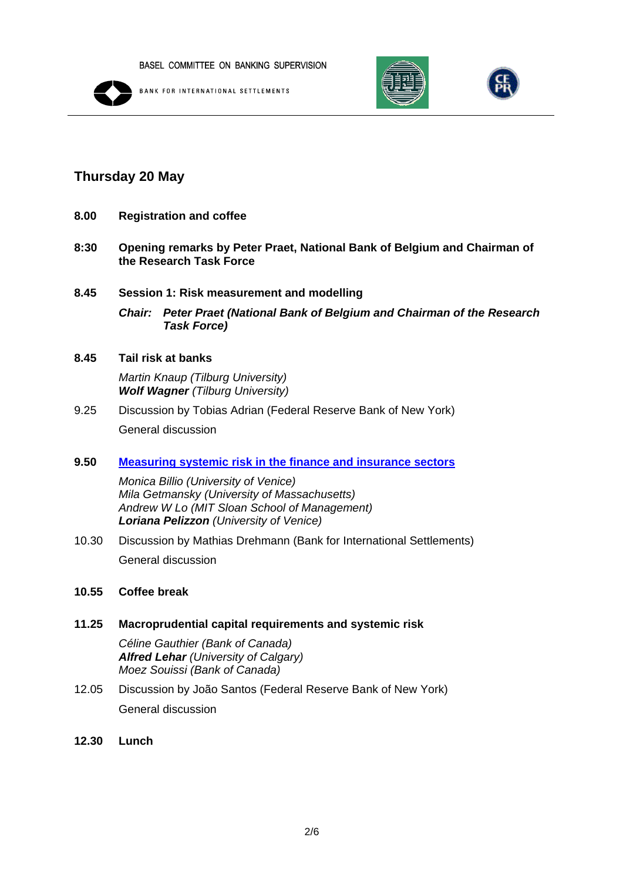BASEL COMMITTEE ON BANKING SUPERVISION

BANK FOR INTERNATIONAL SETTLEMENTS

## Thursday 20 May

**8.00** **Registration and coffee**

**8:30** **Opening remarks by Peter Praet, National Bank of Belgium and Chairman of the Research Task Force**

**8.45** **Session 1: Risk measurement and modelling**

***Chair: Peter Praet (National Bank of Belgium and Chairman of the Research Task Force)***

**8.45** **Tail risk at banks**

*Martin Knaup (Tilburg University)*
***Wolf Wagner*** *(Tilburg University)*

9.25 Discussion by Tobias Adrian (Federal Reserve Bank of New York)

General discussion

**9.50** **Measuring systemic risk in the finance and insurance sectors**

*Monica Billio (University of Venice)*
*Mila Getmansky (University of Massachusetts)*
*Andrew W Lo (MIT Sloan School of Management)*
***Loriana Pelizzon*** *(University of Venice)*

10.30 Discussion by Mathias Drehmann (Bank for International Settlements)

General discussion

**10.55** **Coffee break**

**11.25** **Macroprudential capital requirements and systemic risk**

*Céline Gauthier (Bank of Canada)*
***Alfred Lehar*** *(University of Calgary)*
*Moez Souissi (Bank of Canada)*

12.05 Discussion by João Santos (Federal Reserve Bank of New York)

General discussion

**12.30** **Lunch**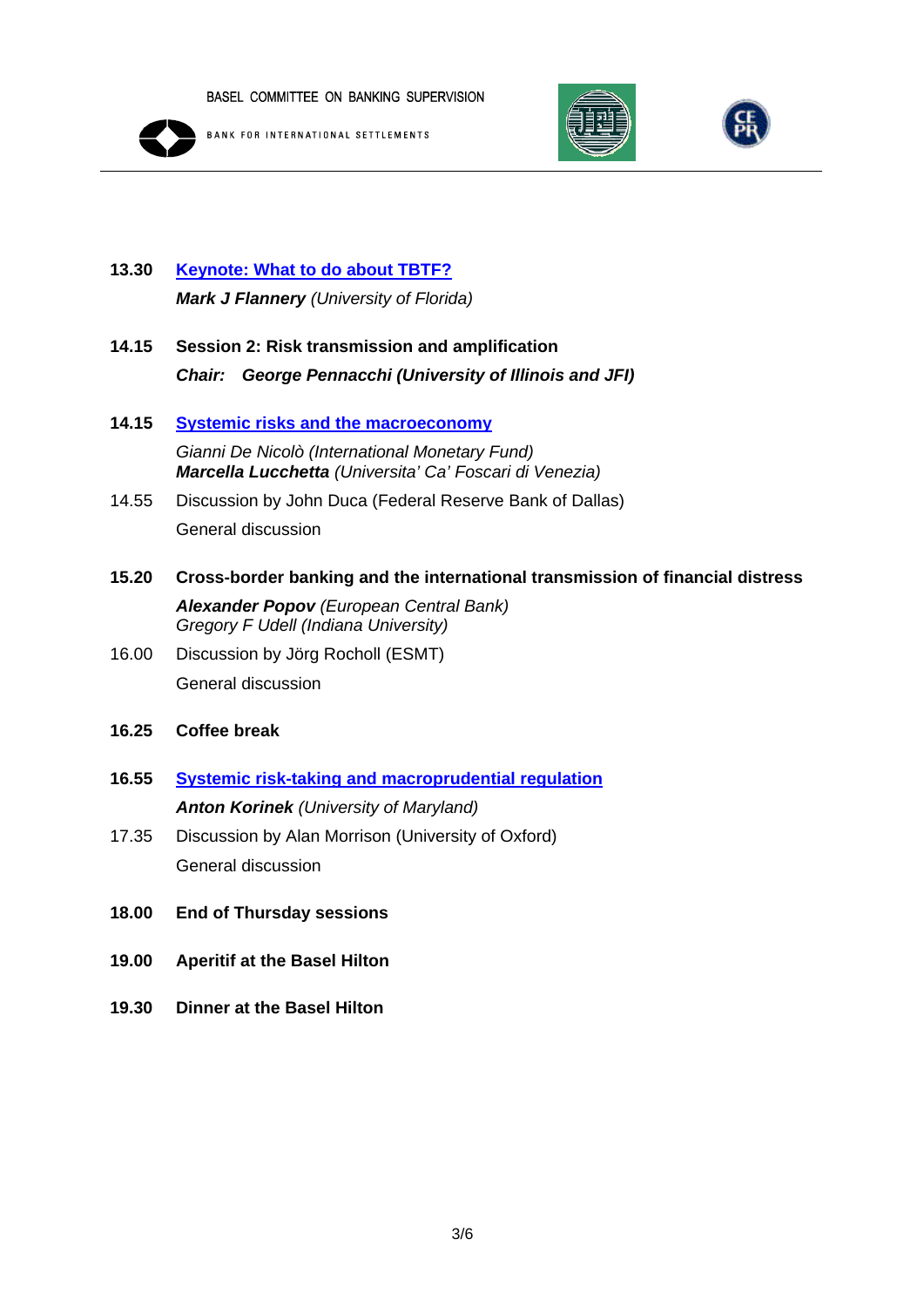BASEL COMMITTEE ON BANKING SUPERVISION

BANK FOR INTERNATIONAL SETTLEMENTS

**13.30** **Keynote: What to do about TBTF?**

***Mark J Flannery*** *(University of Florida)*

**14.15** **Session 2: Risk transmission and amplification**

***Chair: George Pennacchi (University of Illinois and JFI)***

**14.15** **Systemic risks and the macroeconomy**

*Gianni De Nicolò (International Monetary Fund)*
***Marcella Lucchetta*** *(Universita' Ca' Foscari di Venezia)*

14.55 Discussion by John Duca (Federal Reserve Bank of Dallas)

General discussion

**15.20** **Cross-border banking and the international transmission of financial distress**

***Alexander Popov*** *(European Central Bank)*
*Gregory F Udell (Indiana University)*

16.00 Discussion by Jörg Rocholl (ESMT)

General discussion

**16.25** **Coffee break**

**16.55** **Systemic risk-taking and macroprudential regulation**

***Anton Korinek*** *(University of Maryland)*

17.35 Discussion by Alan Morrison (University of Oxford)

General discussion

**18.00** **End of Thursday sessions**

**19.00** **Aperitif at the Basel Hilton**

**19.30** **Dinner at the Basel Hilton**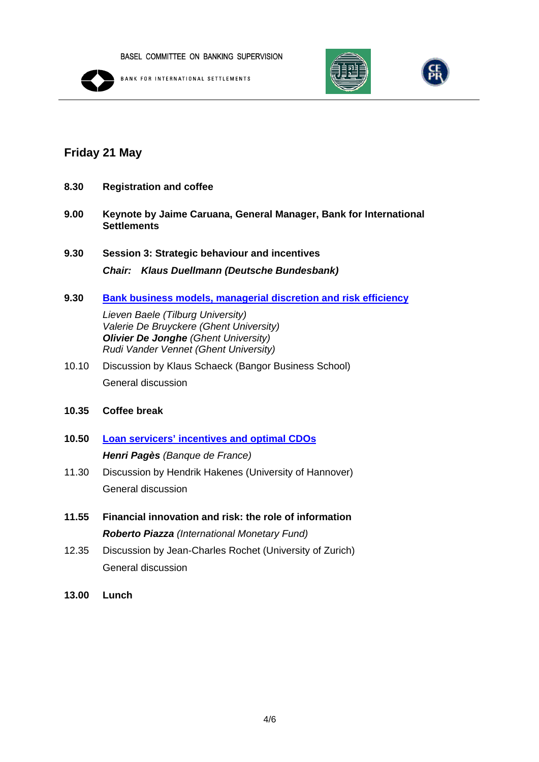## Friday 21 May

**8.30** **Registration and coffee**

**9.00** **Keynote by Jaime Caruana, General Manager, Bank for International Settlements**

**9.30** **Session 3: Strategic behaviour and incentives**

***Chair: Klaus Duellmann (Deutsche Bundesbank)***

**9.30** **Bank business models, managerial discretion and risk efficiency**

*Lieven Baele (Tilburg University)*
*Valerie De Bruyckere (Ghent University)*
***Olivier De Jonghe*** *(Ghent University)*
*Rudi Vander Vennet (Ghent University)*

10.10 Discussion by Klaus Schaeck (Bangor Business School)

General discussion

**10.35** **Coffee break**

**10.50** **Loan servicers' incentives and optimal CDOs**

***Henri Pagès*** *(Banque de France)*

11.30 Discussion by Hendrik Hakenes (University of Hannover)

General discussion

**11.55** **Financial innovation and risk: the role of information**

***Roberto Piazza*** *(International Monetary Fund)*

12.35 Discussion by Jean-Charles Rochet (University of Zurich)

General discussion

**13.00** **Lunch**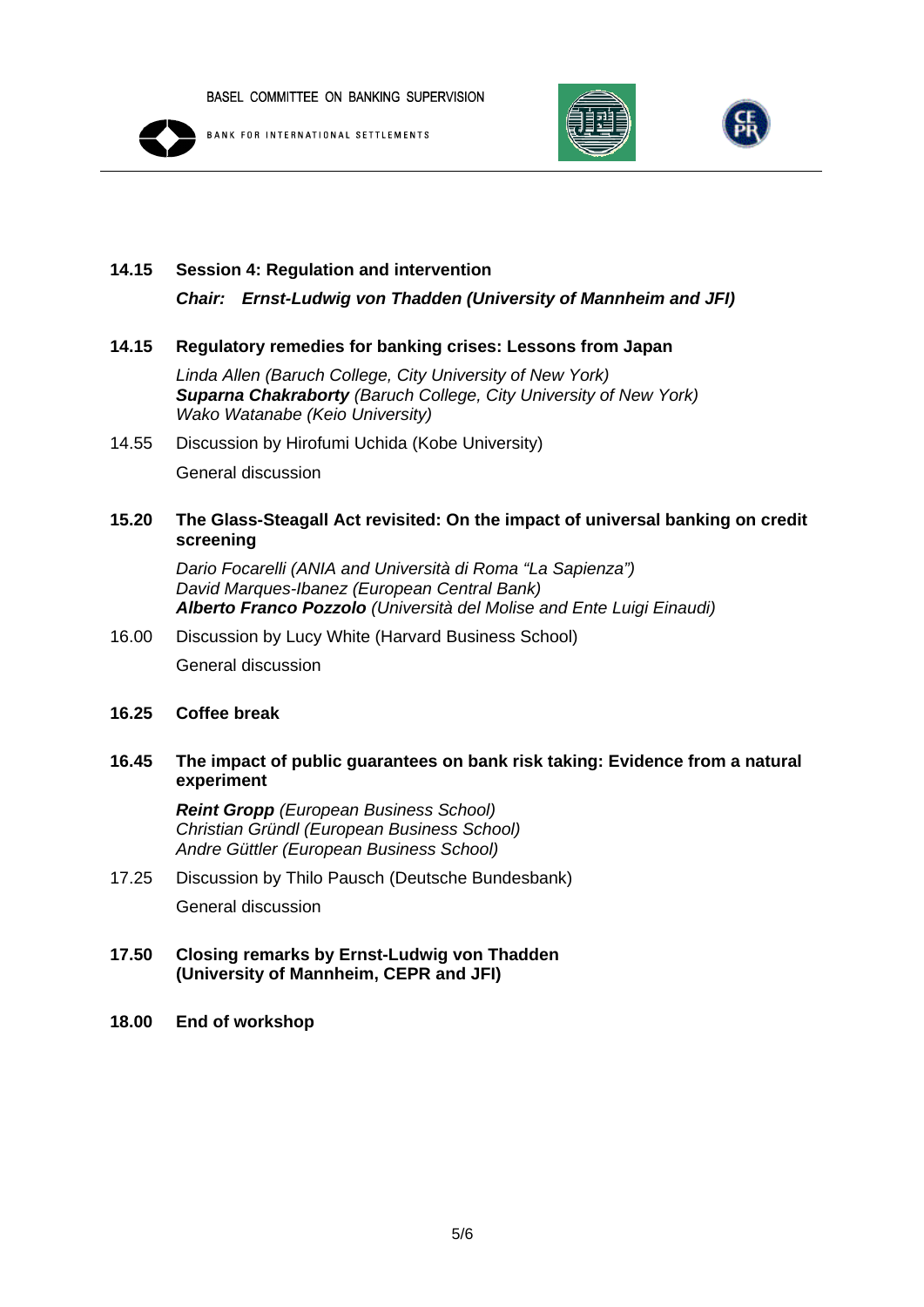**14.15 Session 4: Regulation and intervention**

***Chair: Ernst-Ludwig von Thadden (University of Mannheim and JFI)***

**14.15 Regulatory remedies for banking crises: Lessons from Japan**

*Linda Allen (Baruch College, City University of New York)*
***Suparna Chakraborty** (Baruch College, City University of New York)*
*Wako Watanabe (Keio University)*

14.55 Discussion by Hirofumi Uchida (Kobe University)

General discussion

**15.20 The Glass-Steagall Act revisited: On the impact of universal banking on credit screening**

*Dario Focarelli (ANIA and Università di Roma "La Sapienza")*
*David Marques-Ibanez (European Central Bank)*
***Alberto Franco Pozzolo** (Università del Molise and Ente Luigi Einaudi)*

16.00 Discussion by Lucy White (Harvard Business School)

General discussion

**16.25 Coffee break**

**16.45 The impact of public guarantees on bank risk taking: Evidence from a natural experiment**

***Reint Gropp** (European Business School)*
*Christian Gründl (European Business School)*
*Andre Güttler (European Business School)*

17.25 Discussion by Thilo Pausch (Deutsche Bundesbank)

General discussion

**17.50 Closing remarks by Ernst-Ludwig von Thadden (University of Mannheim, CEPR and JFI)**

**18.00 End of workshop**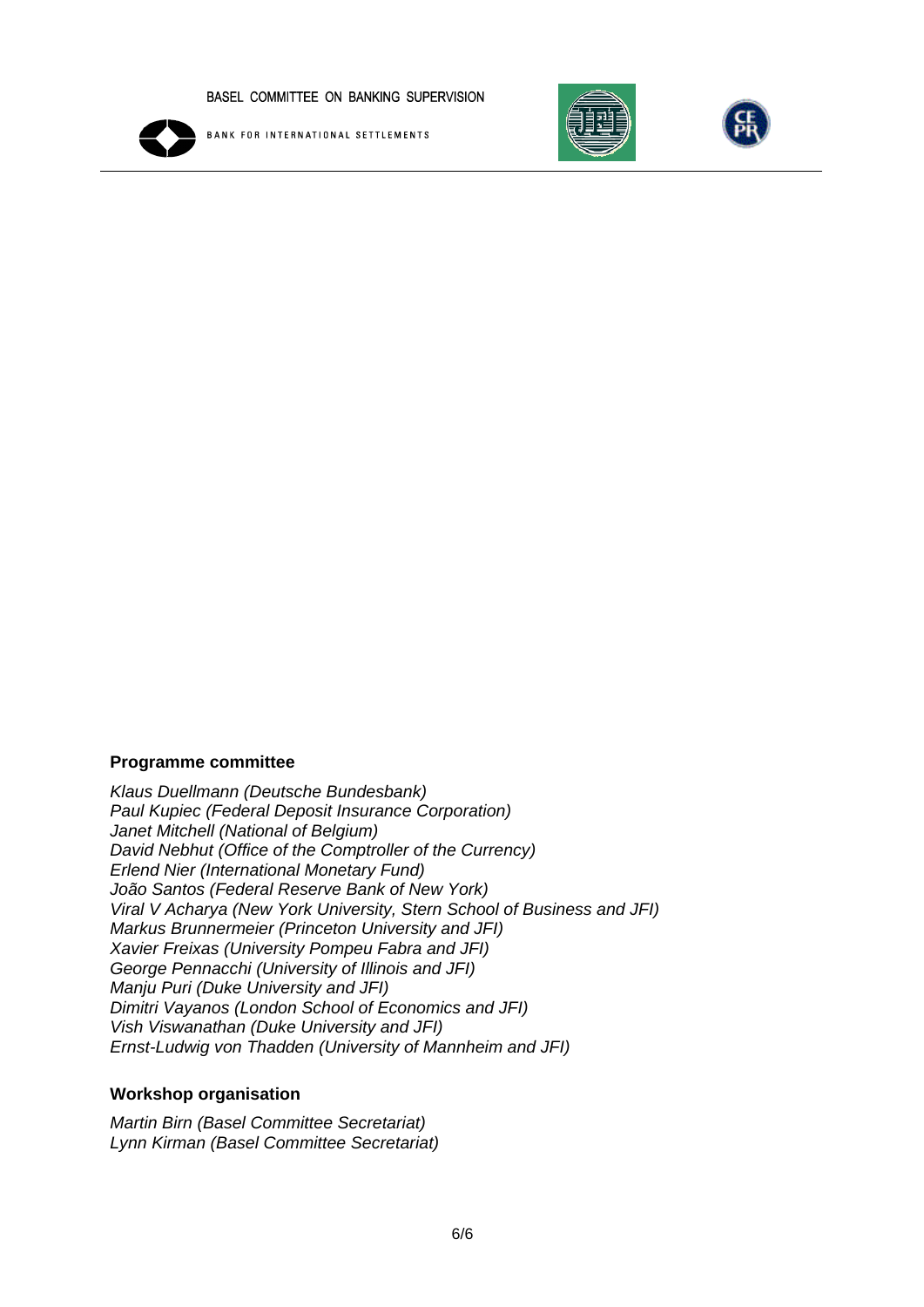**Programme committee**

*Klaus Duellmann (Deutsche Bundesbank)*
*Paul Kupiec (Federal Deposit Insurance Corporation)*
*Janet Mitchell (National of Belgium)*
*David Nebhut (Office of the Comptroller of the Currency)*
*Erlend Nier (International Monetary Fund)*
*João Santos (Federal Reserve Bank of New York)*
*Viral V Acharya (New York University, Stern School of Business and JFI)*
*Markus Brunnermeier (Princeton University and JFI)*
*Xavier Freixas (University Pompeu Fabra and JFI)*
*George Pennacchi (University of Illinois and JFI)*
*Manju Puri (Duke University and JFI)*
*Dimitri Vayanos (London School of Economics and JFI)*
*Vish Viswanathan (Duke University and JFI)*
*Ernst-Ludwig von Thadden (University of Mannheim and JFI)*

**Workshop organisation**

*Martin Birn (Basel Committee Secretariat)*
*Lynn Kirman (Basel Committee Secretariat)*